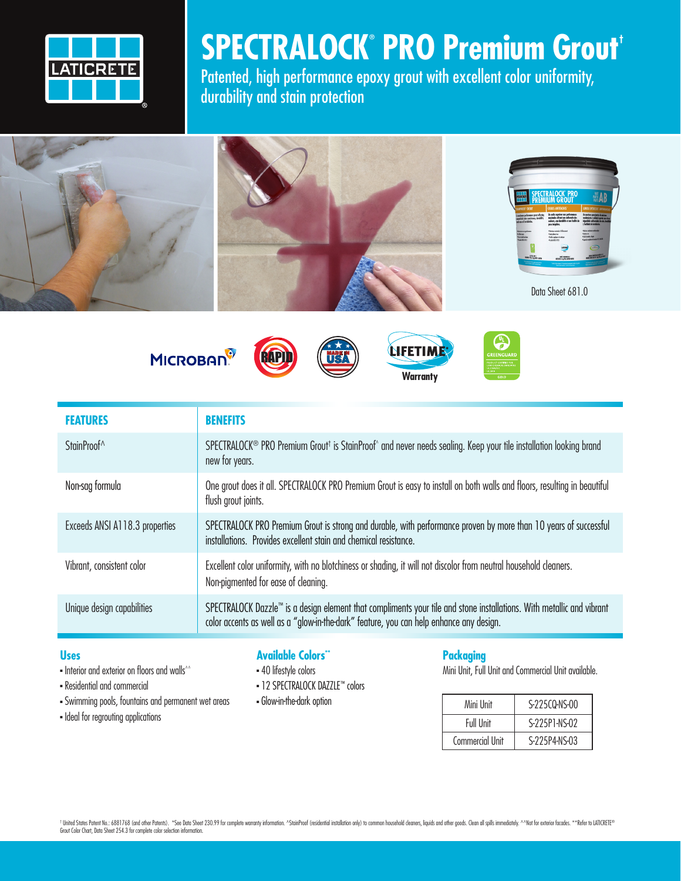# SPECTRALOCK® PRO Premium Grout†

Patented, high performance epoxy grout with excellent color uniformity, durability and stain protection

Data Sheet 681.0

| FEATURES | BENEFITS |
|---|---|
| StainProof^ | SPECTRALOCK® PRO Premium Grout† is StainProof^ and never needs sealing. Keep your tile installation looking brand new for years. |
| Non-sag formula | One grout does it all. SPECTRALOCK PRO Premium Grout is easy to install on both walls and floors, resulting in beautiful flush grout joints. |
| Exceeds ANSI A118.3 properties | SPECTRALOCK PRO Premium Grout is strong and durable, with performance proven by more than 10 years of successful installations. Provides excellent stain and chemical resistance. |
| Vibrant, consistent color | Excellent color uniformity, with no blotchiness or shading, it will not discolor from neutral household cleaners. Non-pigmented for ease of cleaning. |
| Unique design capabilities | SPECTRALOCK Dazzle™ is a design element that compliments your tile and stone installations. With metallic and vibrant color accents as well as a "glow-in-the-dark" feature, you can help enhance any design. |

## Uses

- Interior and exterior on floors and walls^^
- Residential and commercial
- Swimming pools, fountains and permanent wet areas
- Ideal for regrouting applications

## Available Colors**

- 40 lifestyle colors
- 12 SPECTRALOCK DAZZLE™ colors
- Glow-in-the-dark option

## Packaging

Mini Unit, Full Unit and Commercial Unit available.

| | |
|---|---|
| Mini Unit | S-225CQ-NS-00 |
| Full Unit | S-225P1-NS-02 |
| Commercial Unit | S-225P4-NS-03 |

† United States Patent No.: 6881768 (and other Patents). *See Data Sheet 230.99 for complete warranty information. ^StainProof (residential installation only) to common household cleaners, liquids and other goods. Clean all spills immediately. ^^Not for exterior facades. **Refer to LATICRETE® Grout Color Chart, Data Sheet 254.3 for complete color selection information.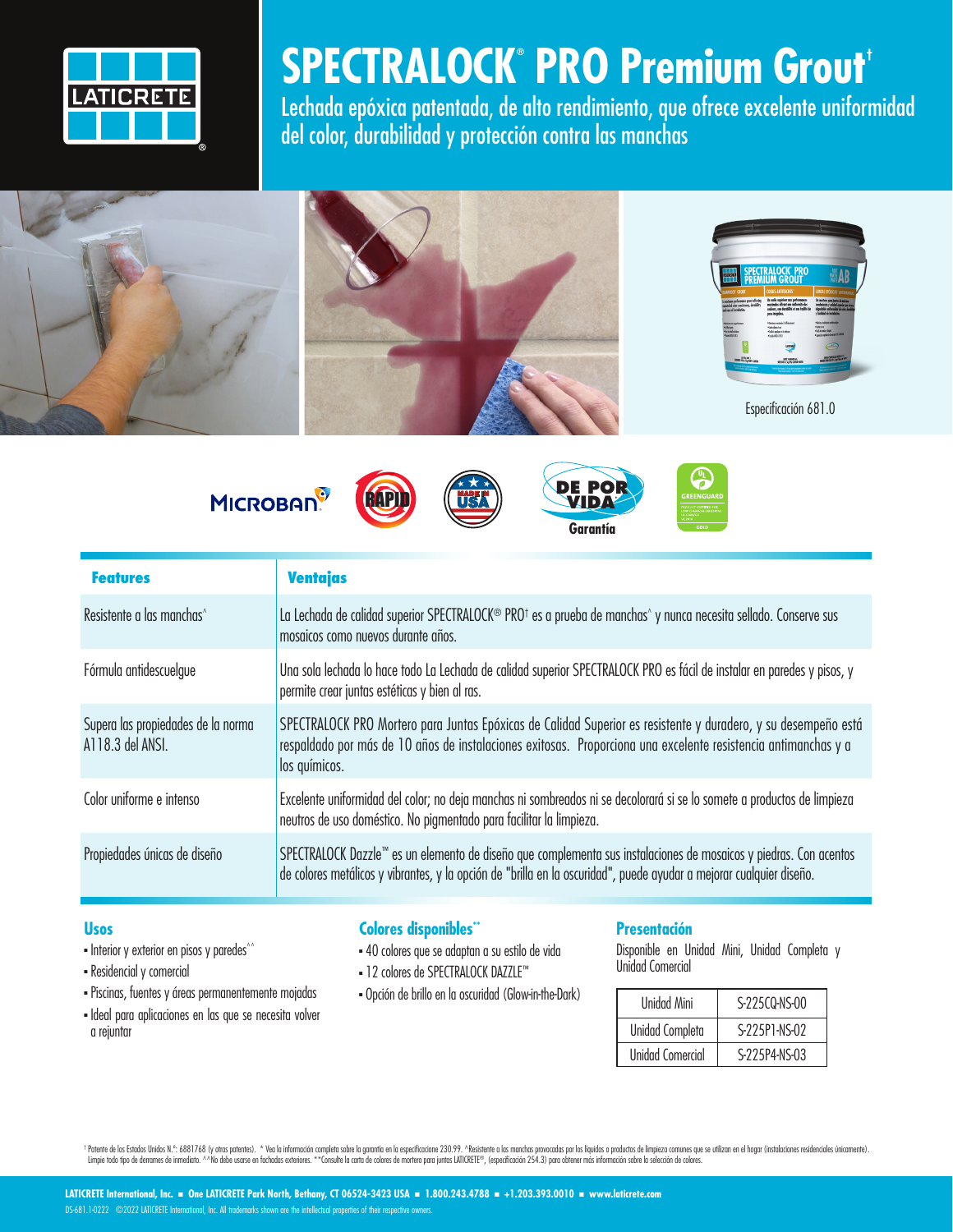# SPECTRALOCK® PRO Premium Grout†

Lechada epóxica patentada, de alto rendimiento, que ofrece excelente uniformidad del color, durabilidad y protección contra las manchas

Especificación 681.0

| Features | Ventajas |
|---|---|
| Resistente a las manchas^ | La Lechada de calidad superior SPECTRALOCK® PRO† es a prueba de manchas^ y nunca necesita sellado. Conserve sus mosaicos como nuevos durante años. |
| Fórmula antidescuelgue | Una sola lechada lo hace todo La Lechada de calidad superior SPECTRALOCK PRO es fácil de instalar en paredes y pisos, y permite crear juntas estéticas y bien al ras. |
| Supera las propiedades de la norma A118.3 del ANSI. | SPECTRALOCK PRO Mortero para Juntas Epóxicas de Calidad Superior es resistente y duradero, y su desempeño está respaldado por más de 10 años de instalaciones exitosas. Proporciona una excelente resistencia antimanchas y a los químicos. |
| Color uniforme e intenso | Excelente uniformidad del color; no deja manchas ni sombreados ni se decolorará si se lo somete a productos de limpieza neutros de uso doméstico. No pigmentado para facilitar la limpieza. |
| Propiedades únicas de diseño | SPECTRALOCK Dazzle™ es un elemento de diseño que complementa sus instalaciones de mosaicos y piedras. Con acentos de colores metálicos y vibrantes, y la opción de "brilla en la oscuridad", puede ayudar a mejorar cualquier diseño. |

## Usos

- Interior y exterior en pisos y paredes^^
- Residencial y comercial
- Piscinas, fuentes y áreas permanentemente mojadas
- Ideal para aplicaciones en las que se necesita volver a rejuntar

## Colores disponibles**

- 40 colores que se adaptan a su estilo de vida
- 12 colores de SPECTRALOCK DAZZLE™
- Opción de brillo en la oscuridad (Glow-in-the-Dark)

## Presentación

Disponible en Unidad Mini, Unidad Completa y Unidad Comercial

| | |
|---|---|
| Unidad Mini | S-225CQ-NS-00 |
| Unidad Completa | S-225P1-NS-02 |
| Unidad Comercial | S-225P4-NS-03 |

† Patente de los Estados Unidos N.º: 6881768 (y otras patentes). * Vea la información completa sobre la garantía en la especificacione 230.99. ^Resistente a las manchas provocadas por los líquidos o productos de limpieza comunes que se utilizan en el hogar (instalaciones residenciales únicamente). Limpie todo tipo de derrames de inmediato. ^^No debe usarse en fachadas exteriores. **Consulte la carta de colores de mortero para juntas LATICRETE®, (especificación 254.3) para obtener más información sobre la selección de colores.

LATICRETE International, Inc. ■ One LATICRETE Park North, Bethany, CT 06524-3423 USA ■ 1.800.243.4788 ■ +1.203.393.0010 ■ www.laticrete.com

DS-681.1-0222 ©2022 LATICRETE International, Inc. All trademarks shown are the intellectual properties of their respective owners.